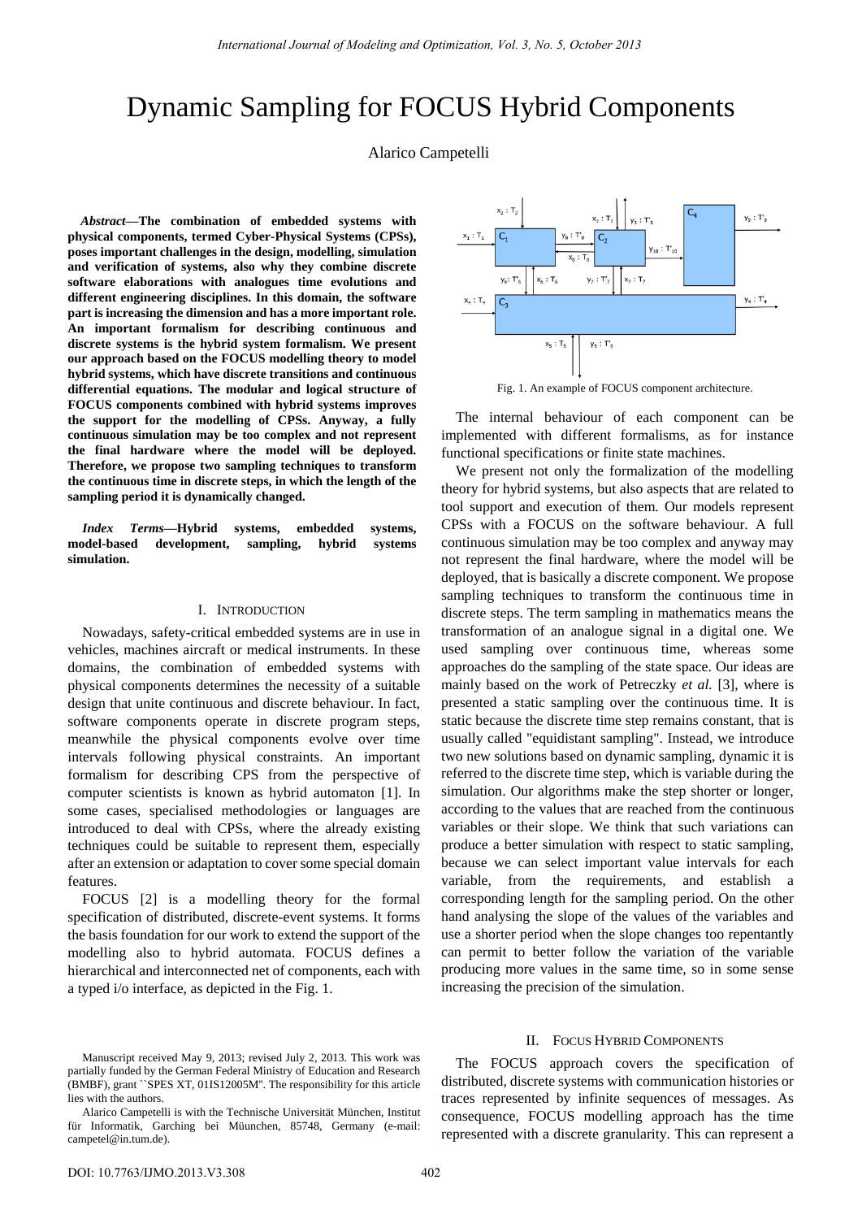# Dynamic Sampling for FOCUS Hybrid Components

Alarico Campetelli

***Abstract*—The combination of embedded systems with physical components, termed Cyber-Physical Systems (CPSs), poses important challenges in the design, modelling, simulation and verification of systems, also why they combine discrete software elaborations with analogues time evolutions and different engineering disciplines. In this domain, the software part is increasing the dimension and has a more important role. An important formalism for describing continuous and discrete systems is the hybrid system formalism. We present our approach based on the FOCUS modelling theory to model hybrid systems, which have discrete transitions and continuous differential equations. The modular and logical structure of FOCUS components combined with hybrid systems improves the support for the modelling of CPSs. Anyway, a fully continuous simulation may be too complex and not represent the final hardware where the model will be deployed. Therefore, we propose two sampling techniques to transform the continuous time in discrete steps, in which the length of the sampling period it is dynamically changed.**

***Index Terms*—Hybrid systems, embedded systems, model-based development, sampling, hybrid systems simulation.**

## I. Introduction

Nowadays, safety-critical embedded systems are in use in vehicles, machines aircraft or medical instruments. In these domains, the combination of embedded systems with physical components determines the necessity of a suitable design that unite continuous and discrete behaviour. In fact, software components operate in discrete program steps, meanwhile the physical components evolve over time intervals following physical constraints. An important formalism for describing CPS from the perspective of computer scientists is known as hybrid automaton [1]. In some cases, specialised methodologies or languages are introduced to deal with CPSs, where the already existing techniques could be suitable to represent them, especially after an extension or adaptation to cover some special domain features.

FOCUS [2] is a modelling theory for the formal specification of distributed, discrete-event systems. It forms the basis foundation for our work to extend the support of the modelling also to hybrid automata. FOCUS defines a hierarchical and interconnected net of components, each with a typed i/o interface, as depicted in the Fig. 1.

Fig. 1. An example of FOCUS component architecture.

The internal behaviour of each component can be implemented with different formalisms, as for instance functional specifications or finite state machines.

We present not only the formalization of the modelling theory for hybrid systems, but also aspects that are related to tool support and execution of them. Our models represent CPSs with a FOCUS on the software behaviour. A full continuous simulation may be too complex and anyway may not represent the final hardware, where the model will be deployed, that is basically a discrete component. We propose sampling techniques to transform the continuous time in discrete steps. The term sampling in mathematics means the transformation of an analogue signal in a digital one. We used sampling over continuous time, whereas some approaches do the sampling of the state space. Our ideas are mainly based on the work of Petreczky *et al.* [3], where is presented a static sampling over the continuous time. It is static because the discrete time step remains constant, that is usually called "equidistant sampling". Instead, we introduce two new solutions based on dynamic sampling, dynamic it is referred to the discrete time step, which is variable during the simulation. Our algorithms make the step shorter or longer, according to the values that are reached from the continuous variables or their slope. We think that such variations can produce a better simulation with respect to static sampling, because we can select important value intervals for each variable, from the requirements, and establish a corresponding length for the sampling period. On the other hand analysing the slope of the values of the variables and use a shorter period when the slope changes too repentantly can permit to better follow the variation of the variable producing more values in the same time, so in some sense increasing the precision of the simulation.

## II. Focus Hybrid Components

The FOCUS approach covers the specification of distributed, discrete systems with communication histories or traces represented by infinite sequences of messages. As consequence, FOCUS modelling approach has the time represented with a discrete granularity. This can represent a

Manuscript received May 9, 2013; revised July 2, 2013. This work was partially funded by the German Federal Ministry of Education and Research (BMBF), grant ``SPES XT, 01IS12005M''. The responsibility for this article lies with the authors.

Alarico Campetelli is with the Technische Universität München, Institut für Informatik, Garching bei Müunchen, 85748, Germany (e-mail: campetel@in.tum.de).

DOI: 10.7763/IJMO.2013.V3.308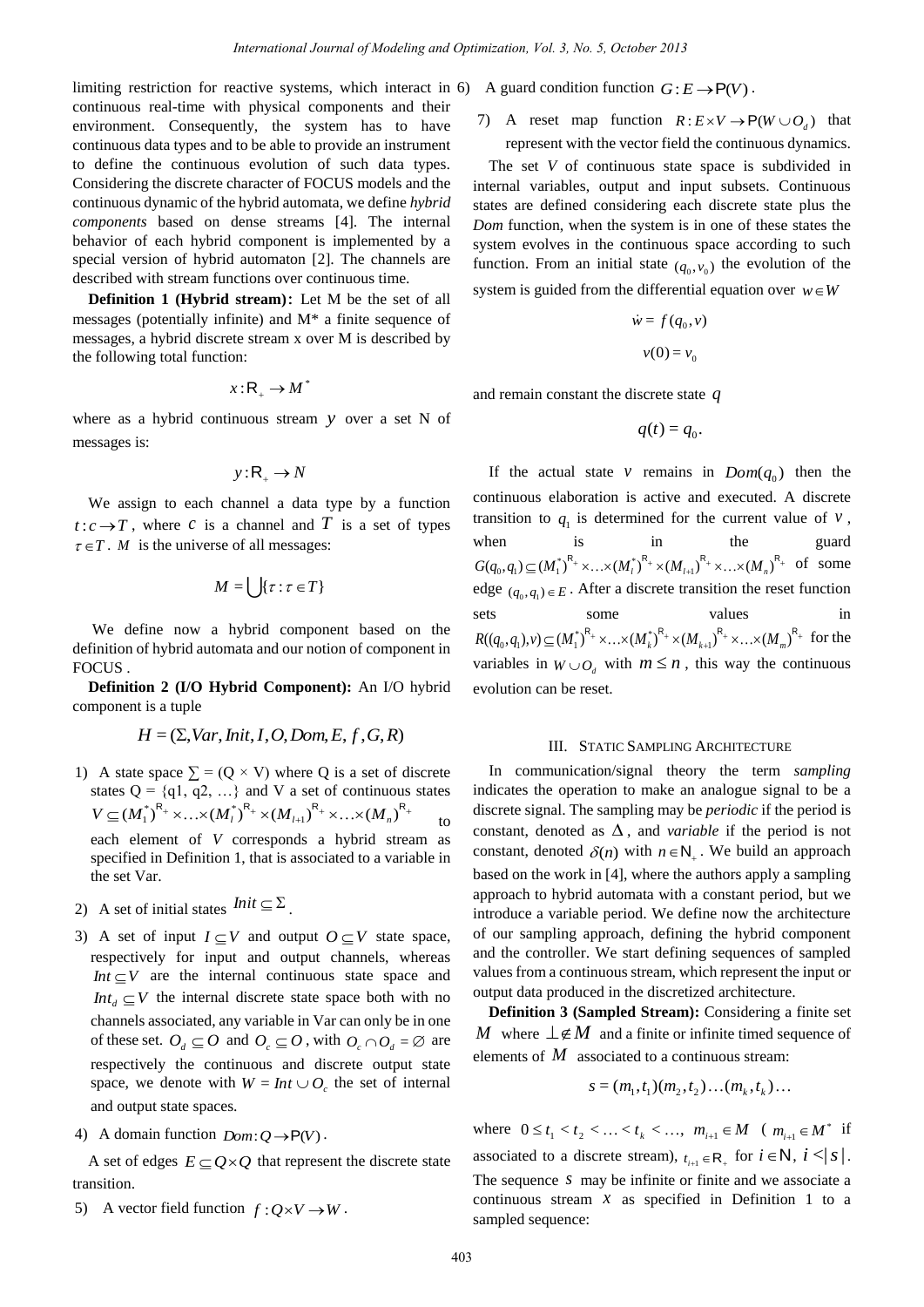limiting restriction for reactive systems, which interact in continuous real-time with physical components and their environment. Consequently, the system has to have continuous data types and to be able to provide an instrument to define the continuous evolution of such data types. Considering the discrete character of FOCUS models and the continuous dynamic of the hybrid automata, we define *hybrid components* based on dense streams [4]. The internal behavior of each hybrid component is implemented by a special version of hybrid automaton [2]. The channels are described with stream functions over continuous time.

**Definition 1 (Hybrid stream):** Let M be the set of all messages (potentially infinite) and M* a finite sequence of messages, a hybrid discrete stream x over M is described by the following total function:

$$x : \mathbb{R}_+ \to M^*$$

where as a hybrid continuous stream $y$ over a set N of messages is:

$$y : \mathbb{R}_+ \to N$$

We assign to each channel a data type by a function $t : c \to T$, where $c$ is a channel and $T$ is a set of types $\tau \in T$. $M$ is the universe of all messages:

$$M = \bigcup \{\tau : \tau \in T\}$$

We define now a hybrid component based on the definition of hybrid automata and our notion of component in FOCUS .

**Definition 2 (I/O Hybrid Component):** An I/O hybrid component is a tuple

$$H = (\Sigma, Var, Init, I, O, Dom, E, f, G, R)$$

1) A state space $\Sigma = (Q \times V)$ where Q is a set of discrete states Q = {q1, q2, …} and V a set of continuous states $V \subseteq (M_1^*)^{\mathbb{R}_+} \times \ldots \times (M_l^*)^{\mathbb{R}_+} \times (M_{l+1})^{\mathbb{R}_+} \times \ldots \times (M_n)^{\mathbb{R}_+}$ to each element of $V$ corresponds a hybrid stream as specified in Definition 1, that is associated to a variable in the set Var.

2) A set of initial states $Init \subseteq \Sigma$.

3) A set of input $I \subseteq V$ and output $O \subseteq V$ state space, respectively for input and output channels, whereas $Int \subseteq V$ are the internal continuous state space and $Int_d \subseteq V$ the internal discrete state space both with no channels associated, any variable in Var can only be in one of these set. $O_d \subseteq O$ and $O_c \subseteq O$, with $O_c \cap O_d = \emptyset$ are respectively the continuous and discrete output state space, we denote with $W = Int \cup O_c$ the set of internal and output state spaces.

4) A domain function $Dom : Q \to \mathcal{P}(V)$.

A set of edges $E \subseteq Q \times Q$ that represent the discrete state transition.

5) A vector field function $f : Q \times V \to W$.

6) A guard condition function $G : E \to \mathcal{P}(V)$.

7) A reset map function $R : E \times V \to \mathcal{P}(W \cup O_d)$ that represent with the vector field the continuous dynamics.

The set $V$ of continuous state space is subdivided in internal variables, output and input subsets. Continuous states are defined considering each discrete state plus the *Dom* function, when the system is in one of these states the system evolves in the continuous space according to such function. From an initial state $(q_0, v_0)$ the evolution of the system is guided from the differential equation over $w \in W$

$$\dot{w} = f(q_0, v)$$

$$v(0) = v_0$$

and remain constant the discrete state $q$

$$q(t) = q_0.$$

If the actual state $v$ remains in $Dom(q_0)$ then the continuous elaboration is active and executed. A discrete transition to $q_1$ is determined for the current value of $v$, when is in the guard $G(q_0, q_1) \subseteq (M_1^*)^{\mathbb{R}_+} \times \ldots \times (M_l^*)^{\mathbb{R}_+} \times (M_{l+1})^{\mathbb{R}_+} \times \ldots \times (M_n)^{\mathbb{R}_+}$ of some edge $(q_0, q_1) \in E$. After a discrete transition the reset function sets some values in $R((q_0, q_1), v) \subseteq (M_1^*)^{\mathbb{R}_+} \times \ldots \times (M_k^*)^{\mathbb{R}_+} \times (M_{k+1})^{\mathbb{R}_+} \times \ldots \times (M_m)^{\mathbb{R}_+}$ for the variables in $W \cup O_d$ with $m \leq n$, this way the continuous evolution can be reset.

## III. Static Sampling Architecture

In communication/signal theory the term *sampling* indicates the operation to make an analogue signal to be a discrete signal. The sampling may be *periodic* if the period is constant, denoted as $\Delta$, and *variable* if the period is not constant, denoted $\delta(n)$ with $n \in \mathbb{N}_+$. We build an approach based on the work in [4], where the authors apply a sampling approach to hybrid automata with a constant period, but we introduce a variable period. We define now the architecture of our sampling approach, defining the hybrid component and the controller. We start defining sequences of sampled values from a continuous stream, which represent the input or output data produced in the discretized architecture.

**Definition 3 (Sampled Stream):** Considering a finite set $M$ where $\perp \notin M$ and a finite or infinite timed sequence of elements of $M$ associated to a continuous stream:

$$s = (m_1, t_1)(m_2, t_2) \ldots (m_k, t_k) \ldots$$

where $0 \leq t_1 < t_2 < \ldots < t_k < \ldots$, $m_{i+1} \in M$ ($m_{i+1} \in M^*$ if associated to a discrete stream), $t_{i+1} \in \mathbb{R}_+$ for $i \in \mathbb{N}$, $i < |s|$. The sequence $s$ may be infinite or finite and we associate a continuous stream $x$ as specified in Definition 1 to a sampled sequence: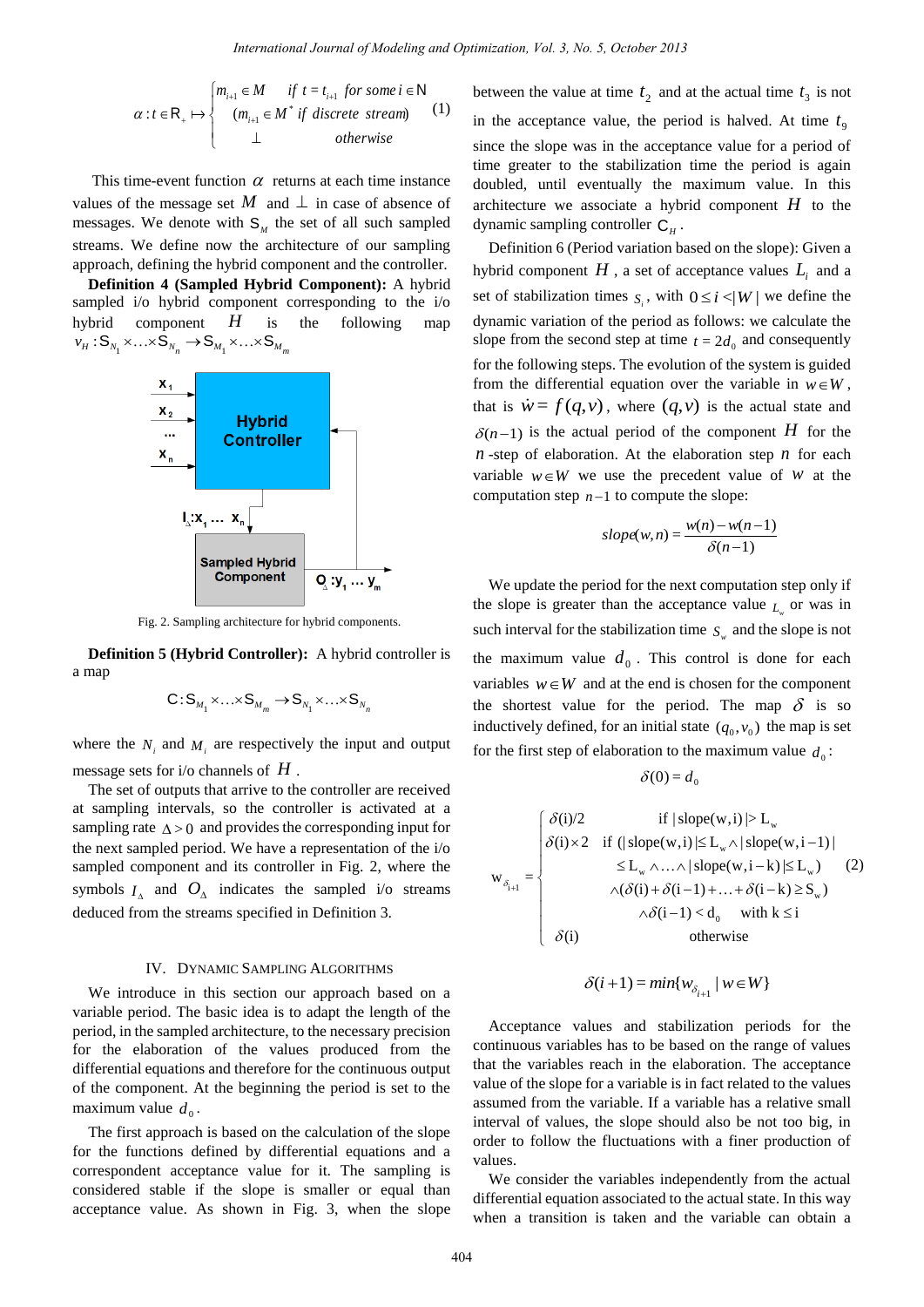$$\alpha : t \in \mathbb{R}_+ \mapsto \begin{cases} m_{i+1} \in M & \text{if } t = t_{i+1} \text{ for some } i \in \mathbb{N} \\ (m_{i+1} \in M^* \text{ if discrete stream}) \\ \perp & \text{otherwise} \end{cases} \quad (1)$$

This time-event function $\alpha$ returns at each time instance values of the message set $M$ and $\perp$ in case of absence of messages. We denote with $\mathsf{S}_M$ the set of all such sampled streams. We define now the architecture of our sampling approach, defining the hybrid component and the controller.

**Definition 4 (Sampled Hybrid Component):** A hybrid sampled i/o hybrid component corresponding to the i/o hybrid component $H$ is the following map $v_H : \mathsf{S}_{N_1} \times \ldots \times \mathsf{S}_{N_n} \rightarrow \mathsf{S}_{M_1} \times \ldots \times \mathsf{S}_{M_m}$

Fig. 2. Sampling architecture for hybrid components.

**Definition 5 (Hybrid Controller):** A hybrid controller is a map

$$\mathsf{C} : \mathsf{S}_{M_1} \times \ldots \times \mathsf{S}_{M_m} \rightarrow \mathsf{S}_{N_1} \times \ldots \times \mathsf{S}_{N_n}$$

where the $N_i$ and $M_i$ are respectively the input and output message sets for i/o channels of $H$.

The set of outputs that arrive to the controller are received at sampling intervals, so the controller is activated at sampling rate $\Delta > 0$ and provides the corresponding input for the next sampled period. We have a representation of the i/o sampled component and its controller in Fig. 2, where the symbols $I_\Delta$ and $O_\Delta$ indicates the sampled i/o streams deduced from the streams specified in Definition 3.

## IV. Dynamic Sampling Algorithms

We introduce in this section our approach based on a variable period. The basic idea is to adapt the length of the period, in the sampled architecture, to the necessary precision for the elaboration of the values produced from the differential equations and therefore for the continuous output of the component. At the beginning the period is set to the maximum value $d_0$.

The first approach is based on the calculation of the slope for the functions defined by differential equations and a correspondent acceptance value for it. The sampling is considered stable if the slope is smaller or equal than acceptance value. As shown in Fig. 3, when the slope between the value at time $t_2$ and at the actual time $t_3$ is not in the acceptance value, the period is halved. At time $t_9$ since the slope was in the acceptance value for a period of time greater to the stabilization time the period is again doubled, until eventually the maximum value. In this architecture we associate a hybrid component $H$ to the dynamic sampling controller $\mathsf{C}_H$.

Definition 6 (Period variation based on the slope): Given a hybrid component $H$, a set of acceptance values $L_i$ and a set of stabilization times $s_i$, with $0 \leq i < |W|$ we define the dynamic variation of the period as follows: we calculate the slope from the second step at time $t = 2d_0$ and consequently for the following steps. The evolution of the system is guided from the differential equation over the variable in $w \in W$, that is $\dot{w} = f(q,v)$, where $(q,v)$ is the actual state and $\delta(n-1)$ is the actual period of the component $H$ for the $n$-step of elaboration. At the elaboration step $n$ for each variable $w \in W$ we use the precedent value of $w$ at the computation step $n-1$ to compute the slope:

$$slope(w,n) = \frac{w(n) - w(n-1)}{\delta(n-1)}$$

We update the period for the next computation step only if the slope is greater than the acceptance value $L_w$ or was in such interval for the stabilization time $S_w$ and the slope is not the maximum value $d_0$. This control is done for each variables $w \in W$ and at the end is chosen for the component the shortest value for the period. The map $\delta$ is so inductively defined, for an initial state $(q_0, v_0)$ the map is set for the first step of elaboration to the maximum value $d_0$:

$$\delta(0) = d_0$$

$$w_{\delta_{i+1}} = \begin{cases} \delta(i)/2 & \text{if } |slope(w,i)| > L_w \\ \delta(i) \times 2 & \text{if } (|slope(w,i)| \leq L_w \wedge |slope(w,i-1)| \\ & \leq L_w \wedge \ldots \wedge |slope(w,i-k)| \leq L_w) \\ & \wedge (\delta(i) + \delta(i-1) + \ldots + \delta(i-k) \geq S_w) \\ & \wedge \delta(i-1) < d_0 \quad \text{with } k \leq i \\ \delta(i) & \text{otherwise} \end{cases} \quad (2)$$

$$\delta(i+1) = min\{w_{\delta_{i+1}} \mid w \in W\}$$

Acceptance values and stabilization periods for the continuous variables has to be based on the range of values that the variables reach in the elaboration. The acceptance value of the slope for a variable is in fact related to the values assumed from the variable. If a variable has a relative small interval of values, the slope should also be not too big, in order to follow the fluctuations with a finer production of values.

We consider the variables independently from the actual differential equation associated to the actual state. In this way when a transition is taken and the variable can obtain a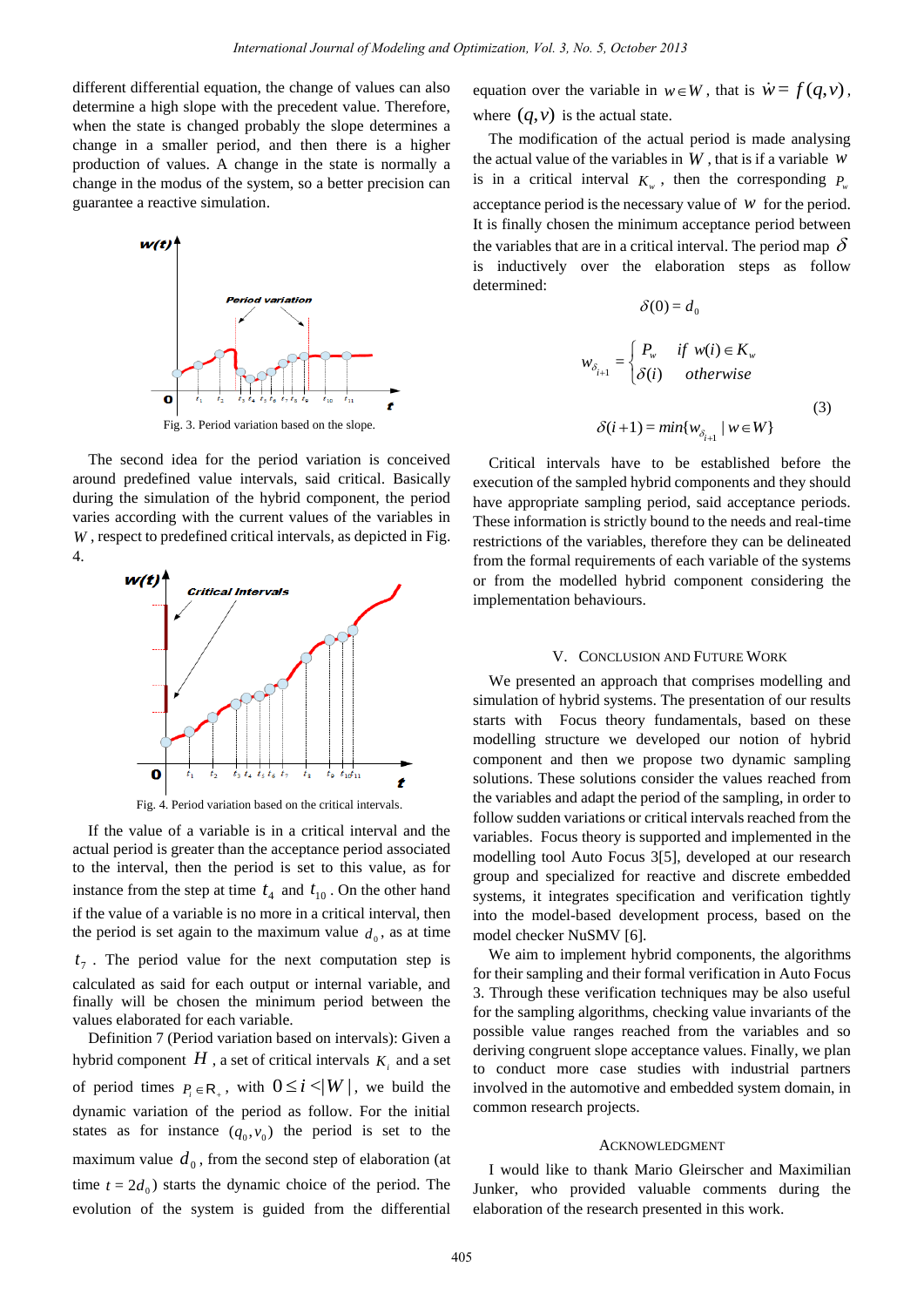different differential equation, the change of values can also determine a high slope with the precedent value. Therefore, when the state is changed probably the slope determines a change in a smaller period, and then there is a higher production of values. A change in the state is normally a change in the modus of the system, so a better precision can guarantee a reactive simulation.

Fig. 3. Period variation based on the slope.

The second idea for the period variation is conceived around predefined value intervals, said critical. Basically during the simulation of the hybrid component, the period varies according with the current values of the variables in $W$, respect to predefined critical intervals, as depicted in Fig. 4.

Fig. 4. Period variation based on the critical intervals.

If the value of a variable is in a critical interval and the actual period is greater than the acceptance period associated to the interval, then the period is set to this value, as for instance from the step at time $t_4$ and $t_{10}$. On the other hand if the value of a variable is no more in a critical interval, then the period is set again to the maximum value $d_0$, as at time $t_7$. The period value for the next computation step is calculated as said for each output or internal variable, and finally will be chosen the minimum period between the values elaborated for each variable.

Definition 7 (Period variation based on intervals): Given a hybrid component $H$, a set of critical intervals $K_i$ and a set of period times $P_i \in \mathbb{R}_+$, with $0 \leq i < |W|$, we build the dynamic variation of the period as follow. For the initial states as for instance $(q_0, v_0)$ the period is set to the maximum value $d_0$, from the second step of elaboration (at time $t = 2d_0$) starts the dynamic choice of the period. The evolution of the system is guided from the differential equation over the variable in $w \in W$, that is $\dot{w} = f(q, v)$, where $(q, v)$ is the actual state.

The modification of the actual period is made analysing the actual value of the variables in $W$, that is if a variable $w$ is in a critical interval $K_w$, then the corresponding $P_w$ acceptance period is the necessary value of $w$ for the period. It is finally chosen the minimum acceptance period between the variables that are in a critical interval. The period map $\delta$ is inductively over the elaboration steps as follow determined:

$$\delta(0) = d_0$$

$$w_{\delta_{i+1}} = \begin{cases} P_w & if\ w(i) \in K_w \\ \delta(i) & otherwise \end{cases} \tag{3}$$

$$\delta(i+1) = min\{w_{\delta_{i+1}} \mid w \in W\}$$

Critical intervals have to be established before the execution of the sampled hybrid components and they should have appropriate sampling period, said acceptance periods. These information is strictly bound to the needs and real-time restrictions of the variables, therefore they can be delineated from the formal requirements of each variable of the systems or from the modelled hybrid component considering the implementation behaviours.

## V. Conclusion and Future Work

We presented an approach that comprises modelling and simulation of hybrid systems. The presentation of our results starts with Focus theory fundamentals, based on these modelling structure we developed our notion of hybrid component and then we propose two dynamic sampling solutions. These solutions consider the values reached from the variables and adapt the period of the sampling, in order to follow sudden variations or critical intervals reached from the variables. Focus theory is supported and implemented in the modelling tool Auto Focus 3[5], developed at our research group and specialized for reactive and discrete embedded systems, it integrates specification and verification tightly into the model-based development process, based on the model checker NuSMV [6].

We aim to implement hybrid components, the algorithms for their sampling and their formal verification in Auto Focus 3. Through these verification techniques may be also useful for the sampling algorithms, checking value invariants of the possible value ranges reached from the variables and so deriving congruent slope acceptance values. Finally, we plan to conduct more case studies with industrial partners involved in the automotive and embedded system domain, in common research projects.

## Acknowledgment

I would like to thank Mario Gleirscher and Maximilian Junker, who provided valuable comments during the elaboration of the research presented in this work.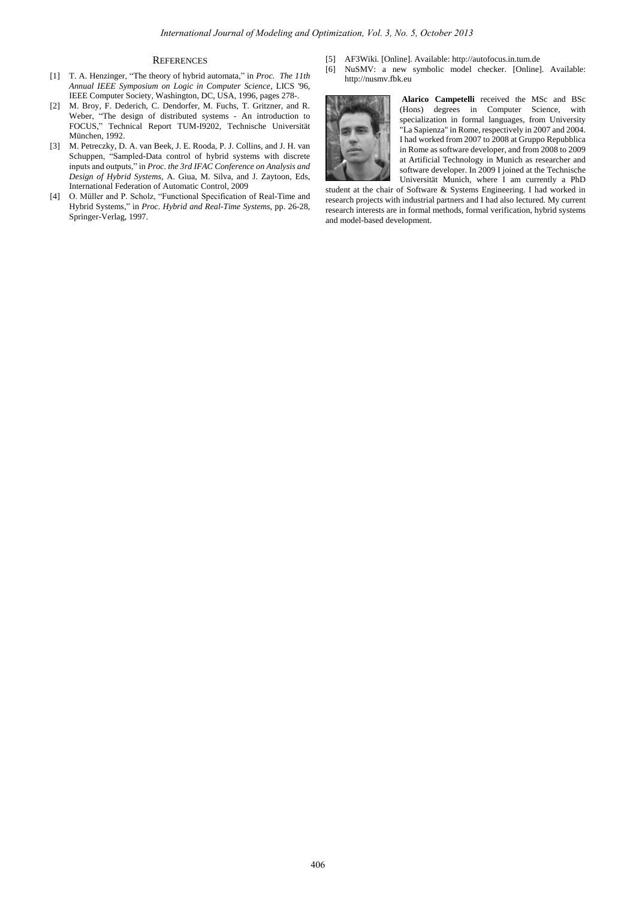## REFERENCES

[1] T. A. Henzinger, "The theory of hybrid automata," in *Proc. The 11th Annual IEEE Symposium on Logic in Computer Science*, LICS '96, IEEE Computer Society, Washington, DC, USA, 1996, pages 278-.

[2] M. Broy, F. Dederich, C. Dendorfer, M. Fuchs, T. Gritzner, and R. Weber, "The design of distributed systems - An introduction to FOCUS," Technical Report TUM-I9202, Technische Universität München, 1992.

[3] M. Petreczky, D. A. van Beek, J. E. Rooda, P. J. Collins, and J. H. van Schuppen, "Sampled-Data control of hybrid systems with discrete inputs and outputs," in *Proc. the 3rd IFAC Conference on Analysis and Design of Hybrid Systems*, A. Giua, M. Silva, and J. Zaytoon, Eds, International Federation of Automatic Control, 2009

[4] O. Müller and P. Scholz, "Functional Specification of Real-Time and Hybrid Systems," in *Proc. Hybrid and Real-Time Systems*, pp. 26-28, Springer-Verlag, 1997.

[5] AF3Wiki. [Online]. Available: http://autofocus.in.tum.de

[6] NuSMV: a new symbolic model checker. [Online]. Available: http://nusmv.fbk.eu

**Alarico Campetelli** received the MSc and BSc (Hons) degrees in Computer Science, with specialization in formal languages, from University "La Sapienza" in Rome, respectively in 2007 and 2004. I had worked from 2007 to 2008 at Gruppo Repubblica in Rome as software developer, and from 2008 to 2009 at Artificial Technology in Munich as researcher and software developer. In 2009 I joined at the Technische Universität Munich, where I am currently a PhD student at the chair of Software & Systems Engineering. I had worked in research projects with industrial partners and I had also lectured. My current research interests are in formal methods, formal verification, hybrid systems and model-based development.